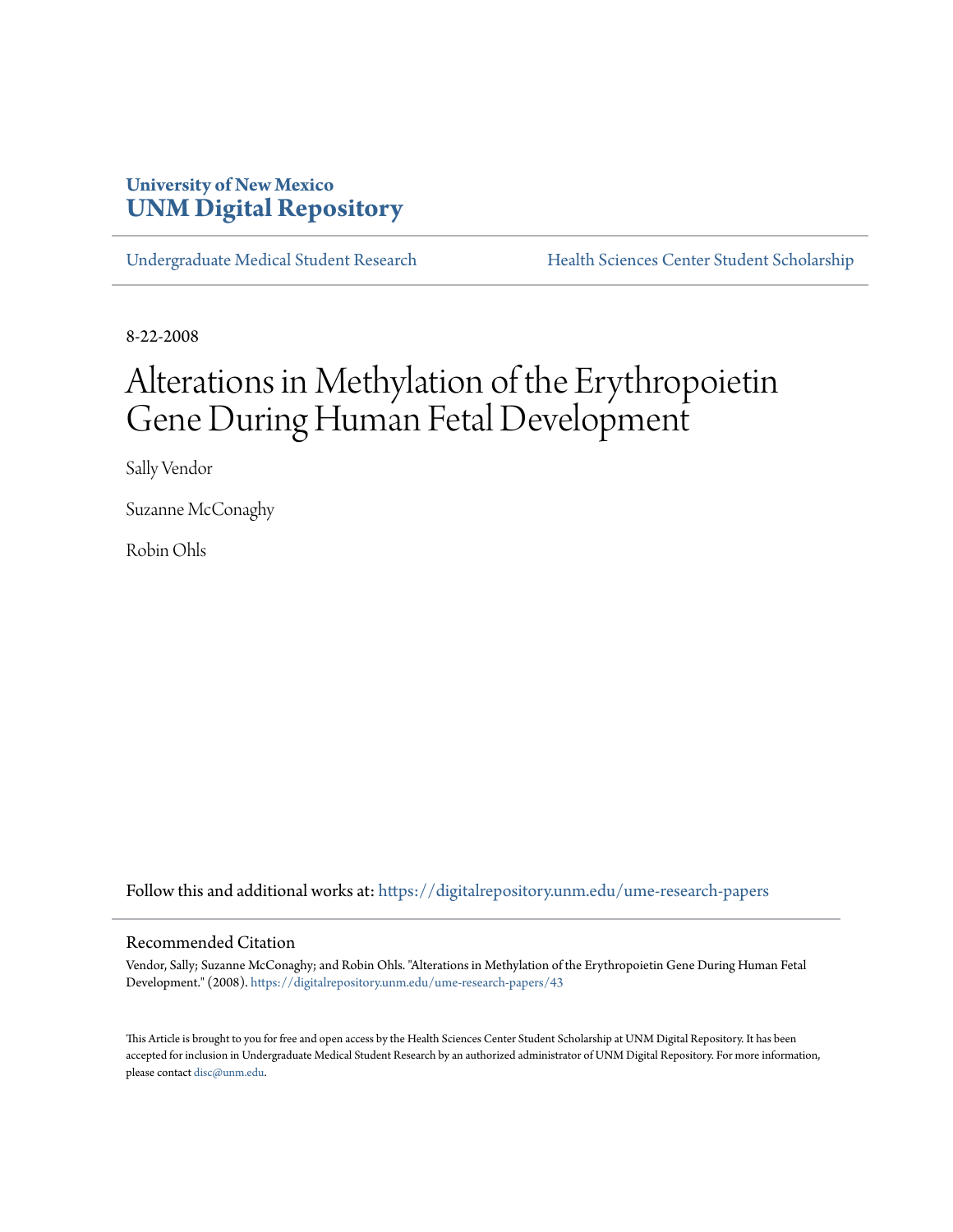University of New Mexico
**UNM Digital Repository**

Undergraduate Medical Student Research | Health Sciences Center Student Scholarship

8-22-2008

# Alterations in Methylation of the Erythropoietin Gene During Human Fetal Development

Sally Vendor

Suzanne McConaghy

Robin Ohls

Follow this and additional works at: https://digitalrepository.unm.edu/ume-research-papers

## Recommended Citation

Vendor, Sally; Suzanne McConaghy; and Robin Ohls. "Alterations in Methylation of the Erythropoietin Gene During Human Fetal Development." (2008). https://digitalrepository.unm.edu/ume-research-papers/43

This Article is brought to you for free and open access by the Health Sciences Center Student Scholarship at UNM Digital Repository. It has been accepted for inclusion in Undergraduate Medical Student Research by an authorized administrator of UNM Digital Repository. For more information, please contact disc@unm.edu.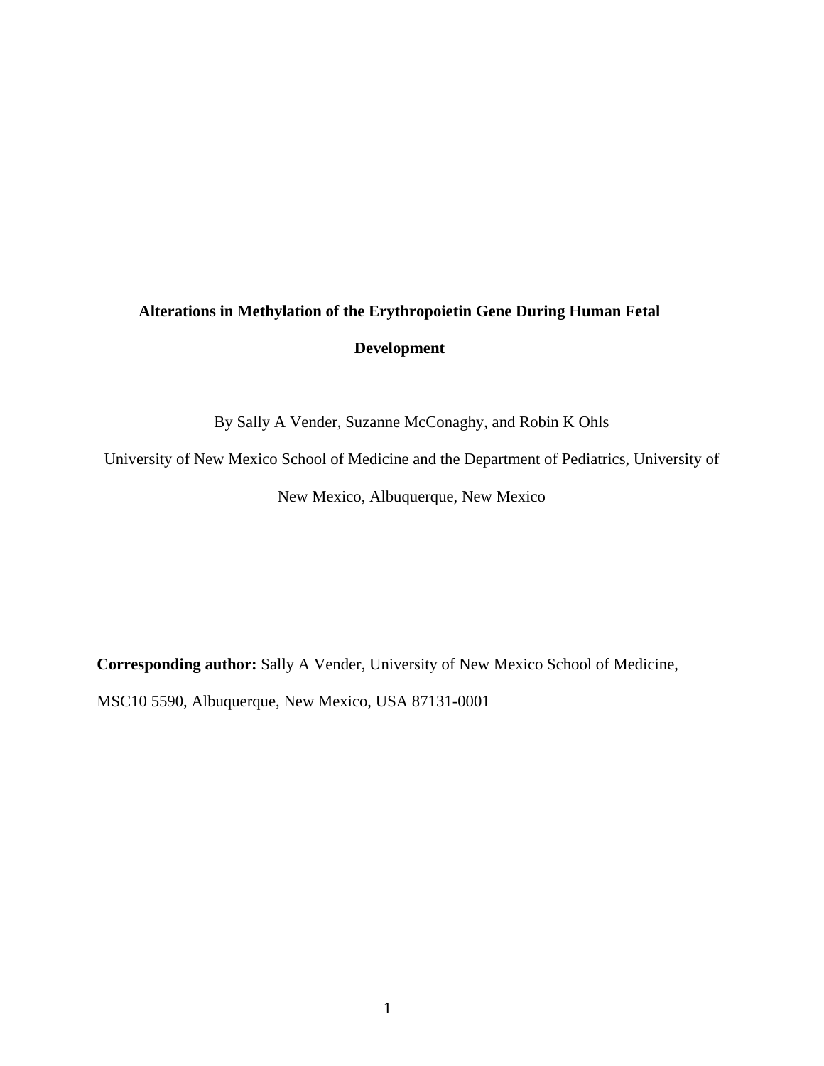# Alterations in Methylation of the Erythropoietin Gene During Human Fetal Development

By Sally A Vender, Suzanne McConaghy, and Robin K Ohls

University of New Mexico School of Medicine and the Department of Pediatrics, University of New Mexico, Albuquerque, New Mexico

**Corresponding author:** Sally A Vender, University of New Mexico School of Medicine, MSC10 5590, Albuquerque, New Mexico, USA 87131-0001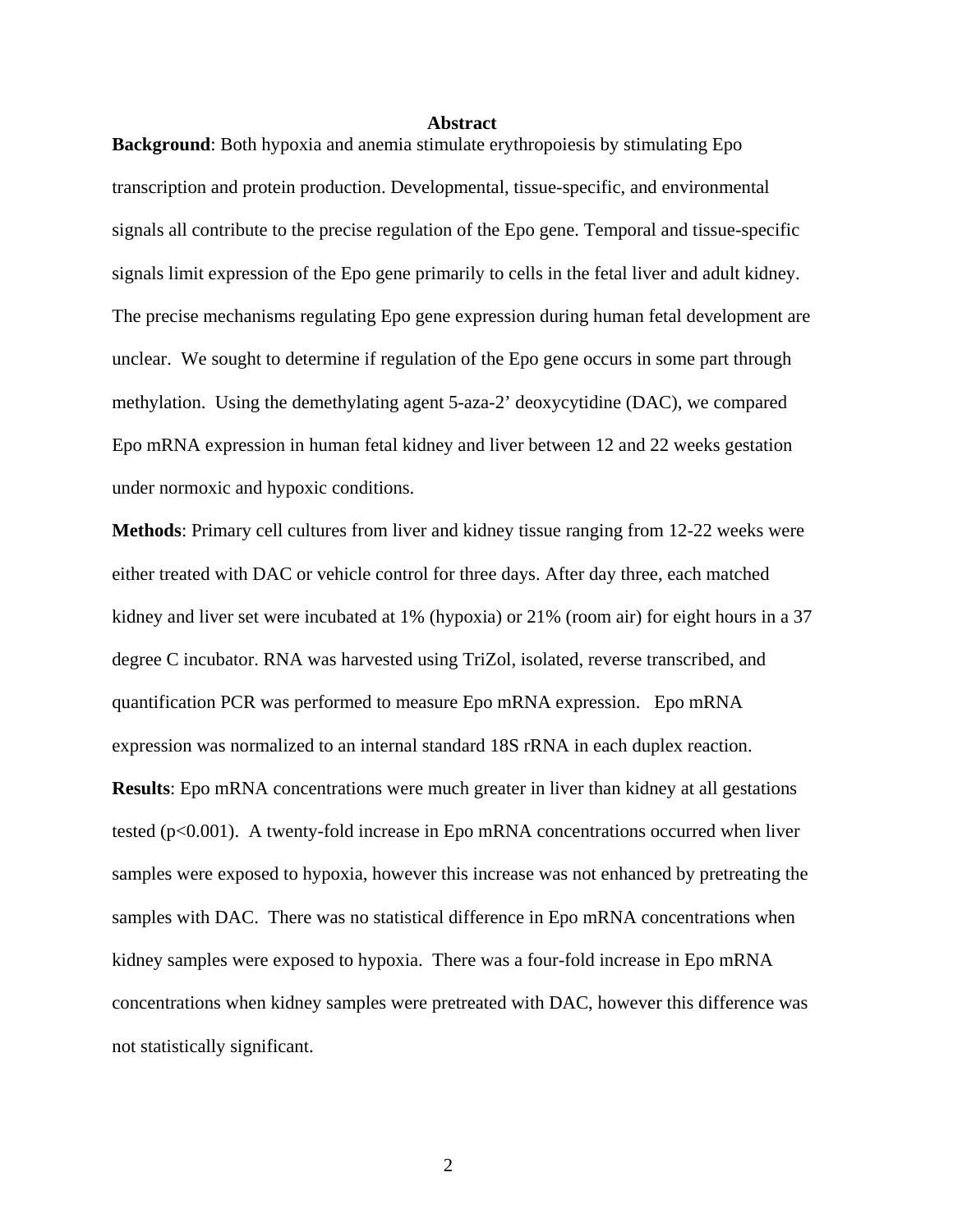## Abstract

**Background**: Both hypoxia and anemia stimulate erythropoiesis by stimulating Epo transcription and protein production. Developmental, tissue-specific, and environmental signals all contribute to the precise regulation of the Epo gene. Temporal and tissue-specific signals limit expression of the Epo gene primarily to cells in the fetal liver and adult kidney. The precise mechanisms regulating Epo gene expression during human fetal development are unclear. We sought to determine if regulation of the Epo gene occurs in some part through methylation. Using the demethylating agent 5-aza-2' deoxycytidine (DAC), we compared Epo mRNA expression in human fetal kidney and liver between 12 and 22 weeks gestation under normoxic and hypoxic conditions.

**Methods**: Primary cell cultures from liver and kidney tissue ranging from 12-22 weeks were either treated with DAC or vehicle control for three days. After day three, each matched kidney and liver set were incubated at 1% (hypoxia) or 21% (room air) for eight hours in a 37 degree C incubator. RNA was harvested using TriZol, isolated, reverse transcribed, and quantification PCR was performed to measure Epo mRNA expression. Epo mRNA expression was normalized to an internal standard 18S rRNA in each duplex reaction.

**Results**: Epo mRNA concentrations were much greater in liver than kidney at all gestations tested ($p<0.001$). A twenty-fold increase in Epo mRNA concentrations occurred when liver samples were exposed to hypoxia, however this increase was not enhanced by pretreating the samples with DAC. There was no statistical difference in Epo mRNA concentrations when kidney samples were exposed to hypoxia. There was a four-fold increase in Epo mRNA concentrations when kidney samples were pretreated with DAC, however this difference was not statistically significant.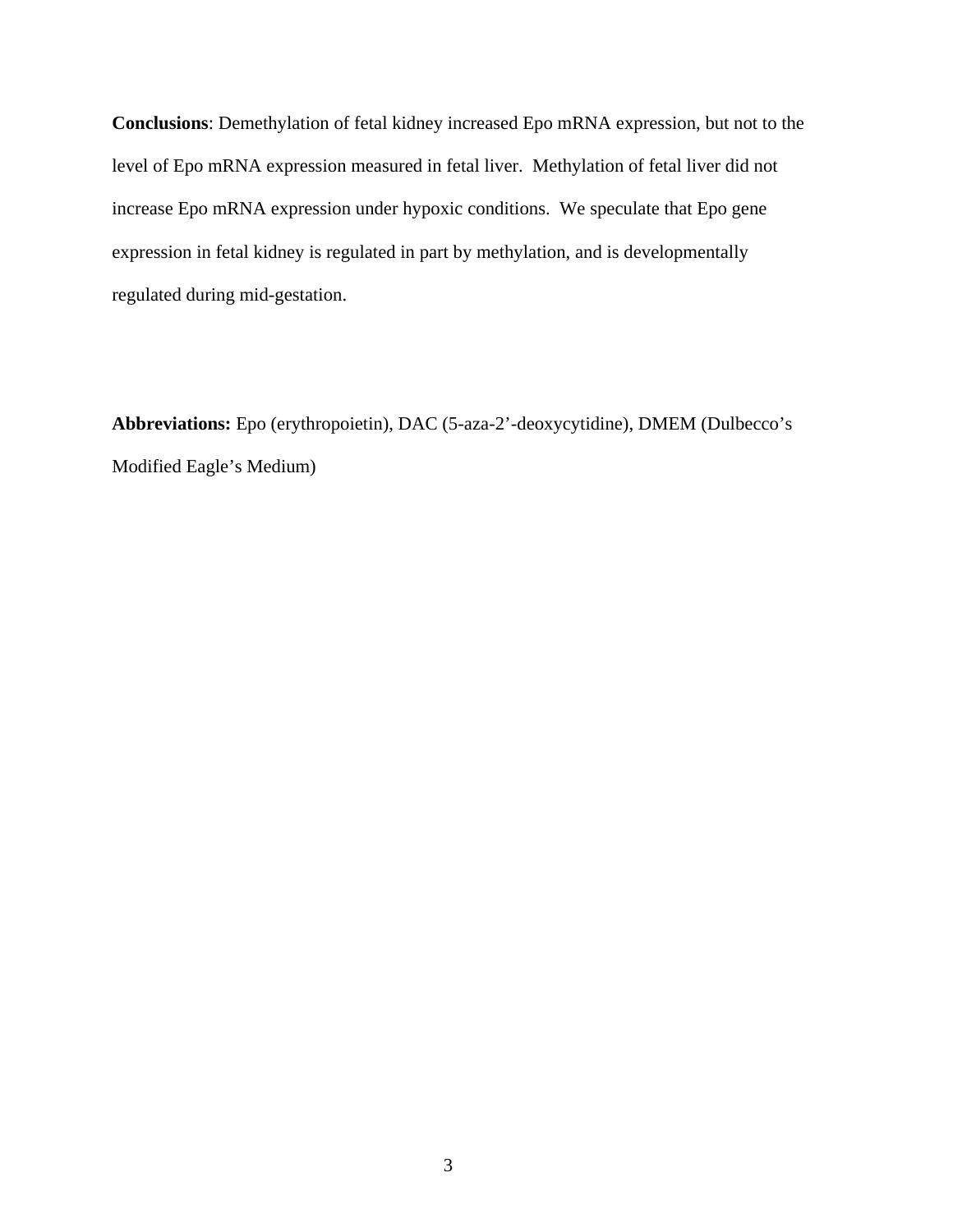**Conclusions**: Demethylation of fetal kidney increased Epo mRNA expression, but not to the level of Epo mRNA expression measured in fetal liver. Methylation of fetal liver did not increase Epo mRNA expression under hypoxic conditions. We speculate that Epo gene expression in fetal kidney is regulated in part by methylation, and is developmentally regulated during mid-gestation.

**Abbreviations:** Epo (erythropoietin), DAC (5-aza-2'-deoxycytidine), DMEM (Dulbecco's Modified Eagle's Medium)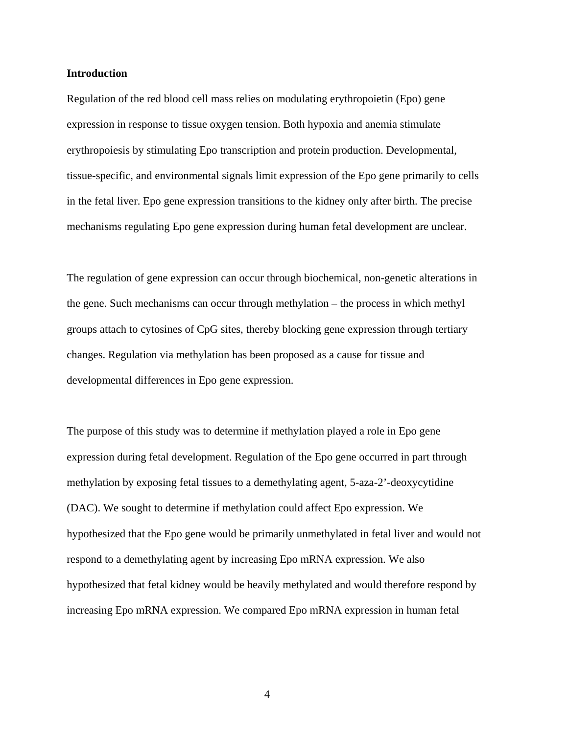## Introduction

Regulation of the red blood cell mass relies on modulating erythropoietin (Epo) gene expression in response to tissue oxygen tension. Both hypoxia and anemia stimulate erythropoiesis by stimulating Epo transcription and protein production. Developmental, tissue-specific, and environmental signals limit expression of the Epo gene primarily to cells in the fetal liver. Epo gene expression transitions to the kidney only after birth. The precise mechanisms regulating Epo gene expression during human fetal development are unclear.

The regulation of gene expression can occur through biochemical, non-genetic alterations in the gene. Such mechanisms can occur through methylation – the process in which methyl groups attach to cytosines of CpG sites, thereby blocking gene expression through tertiary changes. Regulation via methylation has been proposed as a cause for tissue and developmental differences in Epo gene expression.

The purpose of this study was to determine if methylation played a role in Epo gene expression during fetal development. Regulation of the Epo gene occurred in part through methylation by exposing fetal tissues to a demethylating agent, 5-aza-2'-deoxycytidine (DAC). We sought to determine if methylation could affect Epo expression. We hypothesized that the Epo gene would be primarily unmethylated in fetal liver and would not respond to a demethylating agent by increasing Epo mRNA expression. We also hypothesized that fetal kidney would be heavily methylated and would therefore respond by increasing Epo mRNA expression. We compared Epo mRNA expression in human fetal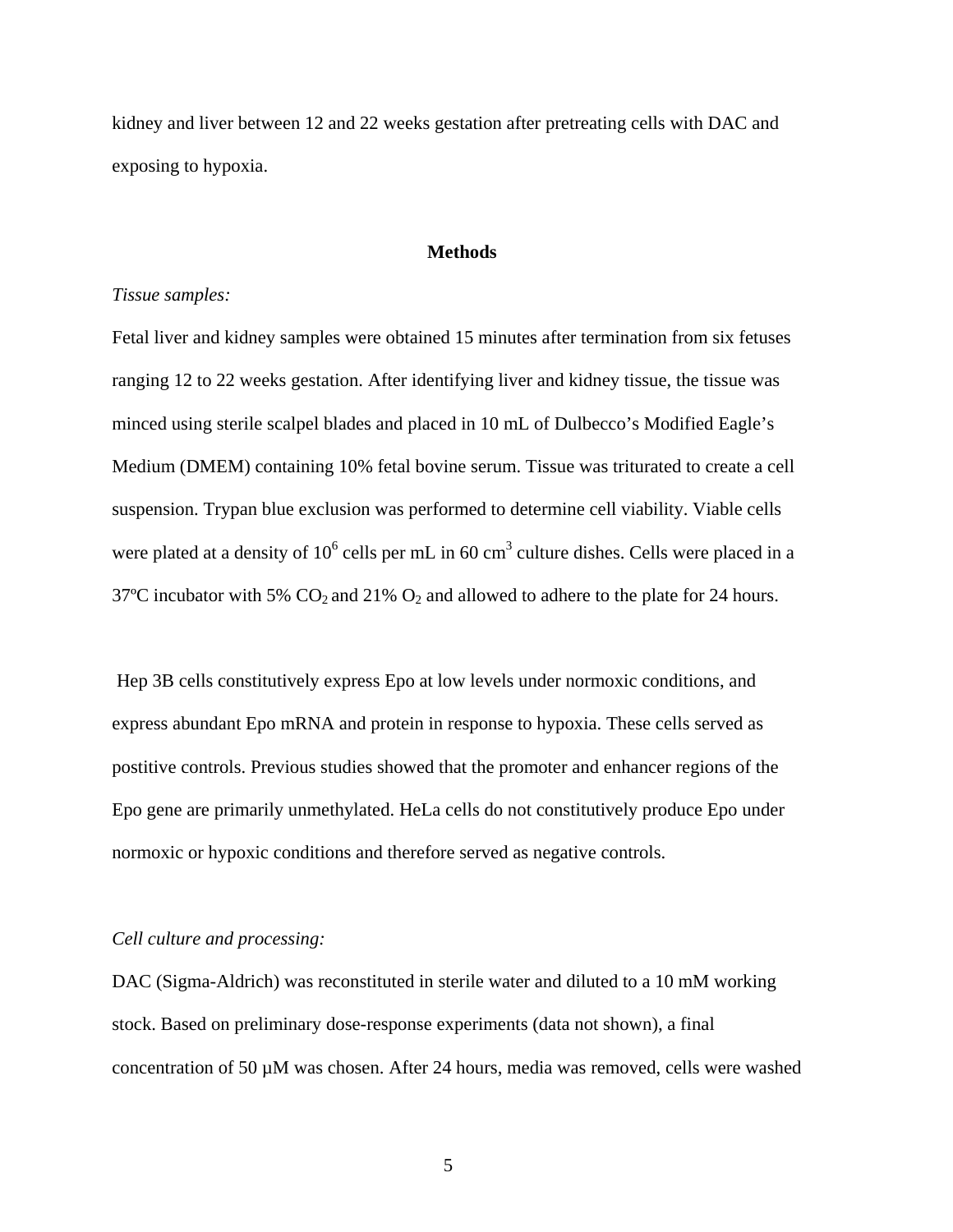kidney and liver between 12 and 22 weeks gestation after pretreating cells with DAC and exposing to hypoxia.

## Methods

*Tissue samples:*

Fetal liver and kidney samples were obtained 15 minutes after termination from six fetuses ranging 12 to 22 weeks gestation. After identifying liver and kidney tissue, the tissue was minced using sterile scalpel blades and placed in 10 mL of Dulbecco's Modified Eagle's Medium (DMEM) containing 10% fetal bovine serum. Tissue was triturated to create a cell suspension. Trypan blue exclusion was performed to determine cell viability. Viable cells were plated at a density of $10^6$ cells per mL in 60 $cm^3$ culture dishes. Cells were placed in a 37ºC incubator with 5% $CO_2$ and 21% $O_2$ and allowed to adhere to the plate for 24 hours.

Hep 3B cells constitutively express Epo at low levels under normoxic conditions, and express abundant Epo mRNA and protein in response to hypoxia. These cells served as postitive controls. Previous studies showed that the promoter and enhancer regions of the Epo gene are primarily unmethylated. HeLa cells do not constitutively produce Epo under normoxic or hypoxic conditions and therefore served as negative controls.

*Cell culture and processing:*

DAC (Sigma-Aldrich) was reconstituted in sterile water and diluted to a 10 mM working stock. Based on preliminary dose-response experiments (data not shown), a final concentration of 50 µM was chosen. After 24 hours, media was removed, cells were washed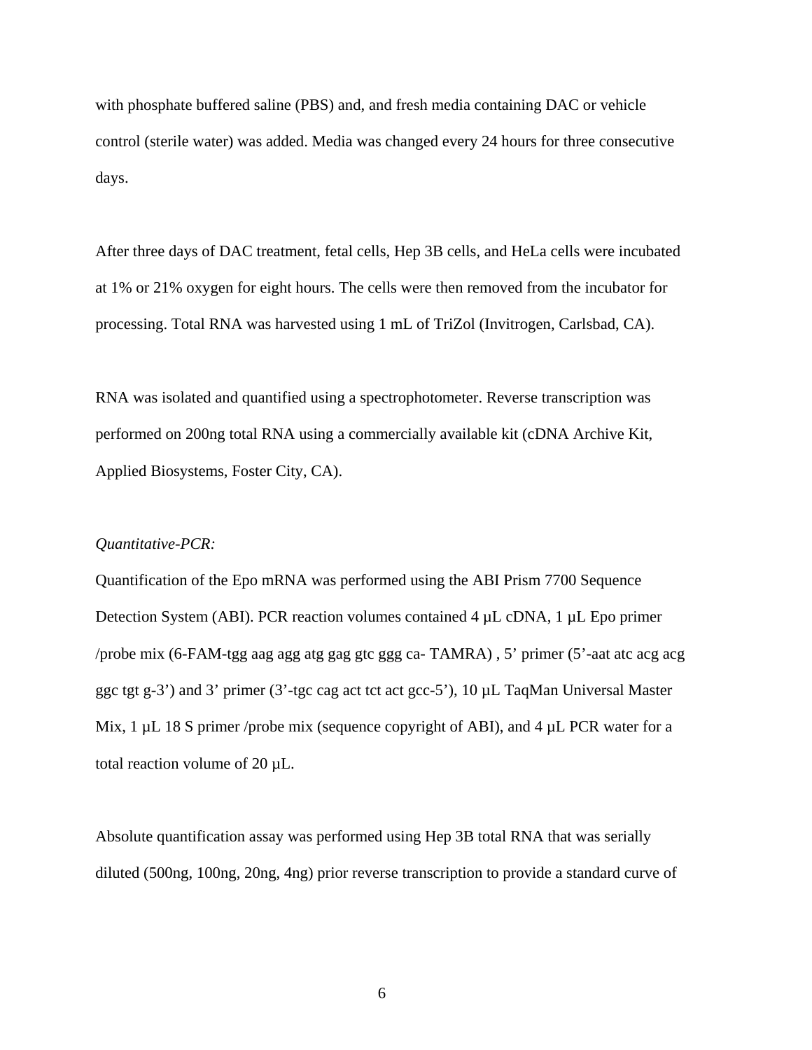with phosphate buffered saline (PBS) and, and fresh media containing DAC or vehicle control (sterile water) was added. Media was changed every 24 hours for three consecutive days.

After three days of DAC treatment, fetal cells, Hep 3B cells, and HeLa cells were incubated at 1% or 21% oxygen for eight hours. The cells were then removed from the incubator for processing. Total RNA was harvested using 1 mL of TriZol (Invitrogen, Carlsbad, CA).

RNA was isolated and quantified using a spectrophotometer. Reverse transcription was performed on 200ng total RNA using a commercially available kit (cDNA Archive Kit, Applied Biosystems, Foster City, CA).

*Quantitative-PCR:*

Quantification of the Epo mRNA was performed using the ABI Prism 7700 Sequence Detection System (ABI). PCR reaction volumes contained 4 µL cDNA, 1 µL Epo primer /probe mix (6-FAM-tgg aag agg atg gag gtc ggg ca- TAMRA) , 5' primer (5'-aat atc acg acg ggc tgt g-3') and 3' primer (3'-tgc cag act tct act gcc-5'), 10 µL TaqMan Universal Master Mix, 1 µL 18 S primer /probe mix (sequence copyright of ABI), and 4 µL PCR water for a total reaction volume of 20 µL.

Absolute quantification assay was performed using Hep 3B total RNA that was serially diluted (500ng, 100ng, 20ng, 4ng) prior reverse transcription to provide a standard curve of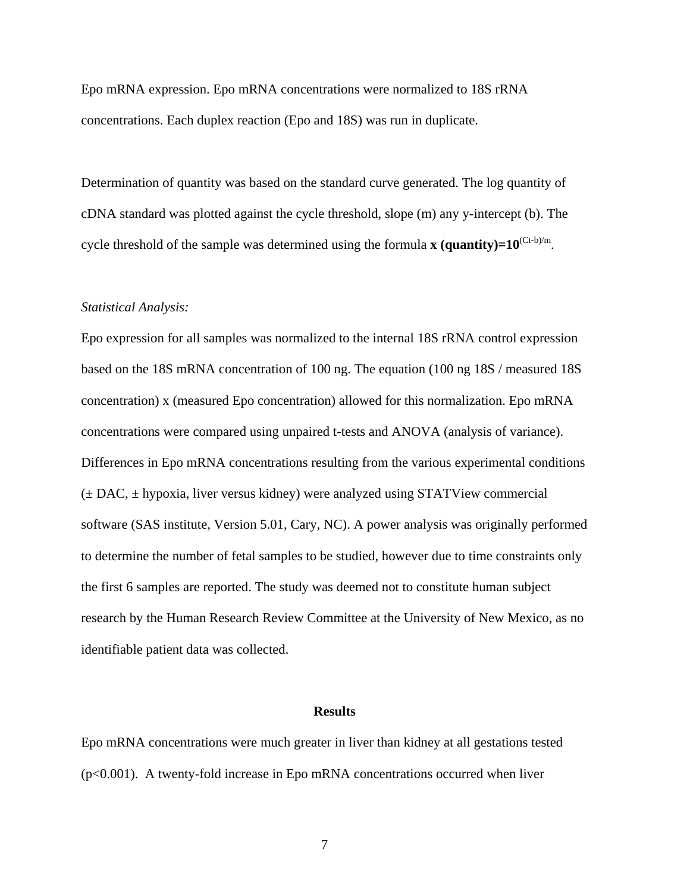Epo mRNA expression. Epo mRNA concentrations were normalized to 18S rRNA concentrations. Each duplex reaction (Epo and 18S) was run in duplicate.

Determination of quantity was based on the standard curve generated. The log quantity of cDNA standard was plotted against the cycle threshold, slope (m) any y-intercept (b). The cycle threshold of the sample was determined using the formula **x (quantity)=10**$^{(Ct-b)/m}$.

*Statistical Analysis:*

Epo expression for all samples was normalized to the internal 18S rRNA control expression based on the 18S mRNA concentration of 100 ng. The equation (100 ng 18S / measured 18S concentration) x (measured Epo concentration) allowed for this normalization. Epo mRNA concentrations were compared using unpaired t-tests and ANOVA (analysis of variance). Differences in Epo mRNA concentrations resulting from the various experimental conditions (± DAC, ± hypoxia, liver versus kidney) were analyzed using STATView commercial software (SAS institute, Version 5.01, Cary, NC). A power analysis was originally performed to determine the number of fetal samples to be studied, however due to time constraints only the first 6 samples are reported. The study was deemed not to constitute human subject research by the Human Research Review Committee at the University of New Mexico, as no identifiable patient data was collected.

## Results

Epo mRNA concentrations were much greater in liver than kidney at all gestations tested ($p<0.001$). A twenty-fold increase in Epo mRNA concentrations occurred when liver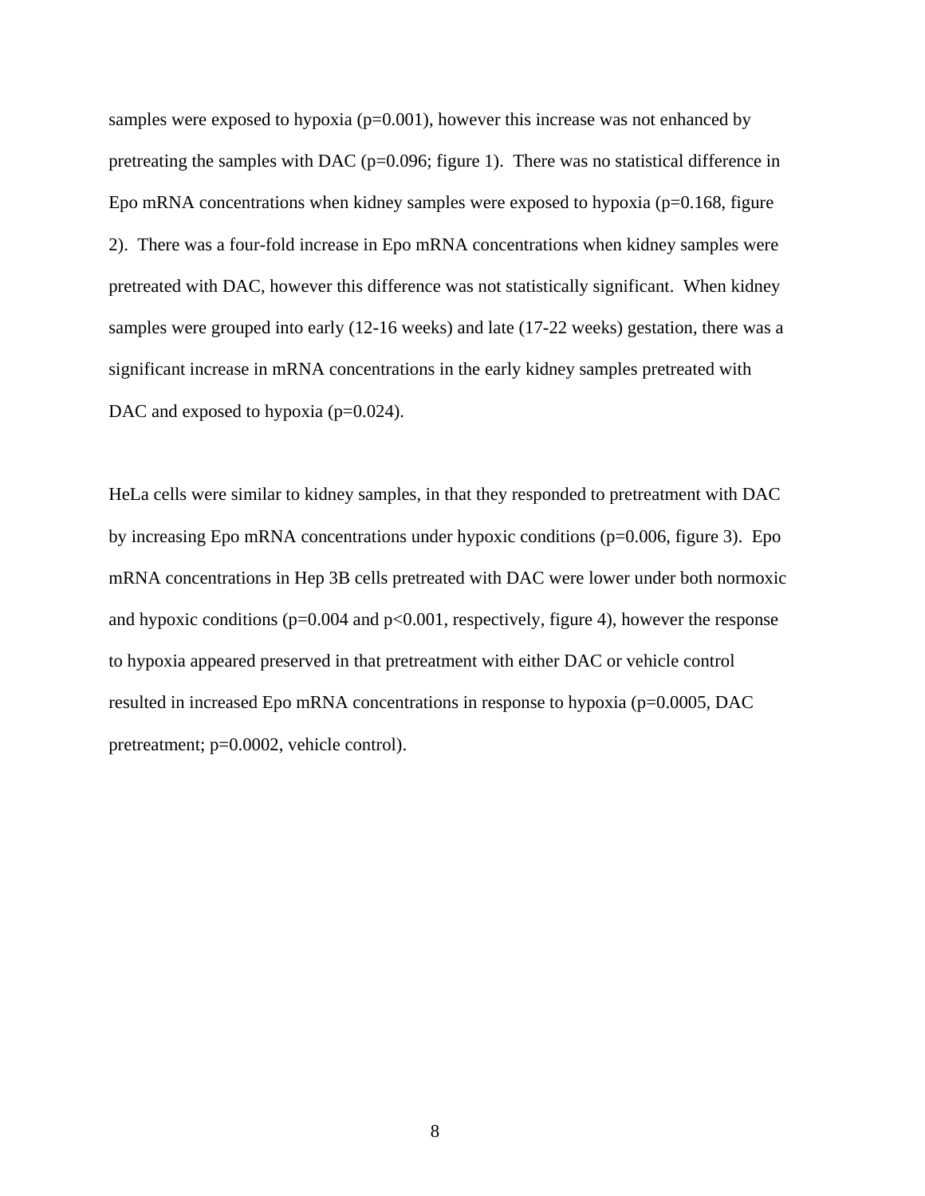samples were exposed to hypoxia ($p=0.001$), however this increase was not enhanced by pretreating the samples with DAC ($p=0.096$; figure 1). There was no statistical difference in Epo mRNA concentrations when kidney samples were exposed to hypoxia ($p=0.168$, figure 2). There was a four-fold increase in Epo mRNA concentrations when kidney samples were pretreated with DAC, however this difference was not statistically significant. When kidney samples were grouped into early (12-16 weeks) and late (17-22 weeks) gestation, there was a significant increase in mRNA concentrations in the early kidney samples pretreated with DAC and exposed to hypoxia ($p=0.024$).

HeLa cells were similar to kidney samples, in that they responded to pretreatment with DAC by increasing Epo mRNA concentrations under hypoxic conditions ($p=0.006$, figure 3). Epo mRNA concentrations in Hep 3B cells pretreated with DAC were lower under both normoxic and hypoxic conditions ($p=0.004$ and $p<0.001$, respectively, figure 4), however the response to hypoxia appeared preserved in that pretreatment with either DAC or vehicle control resulted in increased Epo mRNA concentrations in response to hypoxia ($p=0.0005$, DAC pretreatment; $p=0.0002$, vehicle control).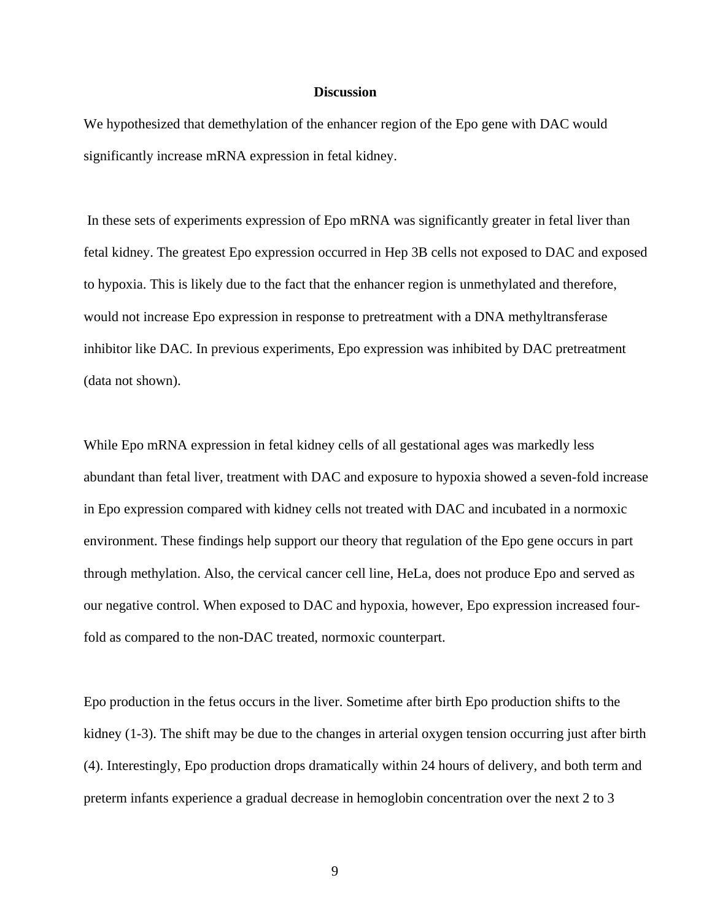## Discussion

We hypothesized that demethylation of the enhancer region of the Epo gene with DAC would significantly increase mRNA expression in fetal kidney.

In these sets of experiments expression of Epo mRNA was significantly greater in fetal liver than fetal kidney. The greatest Epo expression occurred in Hep 3B cells not exposed to DAC and exposed to hypoxia. This is likely due to the fact that the enhancer region is unmethylated and therefore, would not increase Epo expression in response to pretreatment with a DNA methyltransferase inhibitor like DAC. In previous experiments, Epo expression was inhibited by DAC pretreatment (data not shown).

While Epo mRNA expression in fetal kidney cells of all gestational ages was markedly less abundant than fetal liver, treatment with DAC and exposure to hypoxia showed a seven-fold increase in Epo expression compared with kidney cells not treated with DAC and incubated in a normoxic environment. These findings help support our theory that regulation of the Epo gene occurs in part through methylation. Also, the cervical cancer cell line, HeLa, does not produce Epo and served as our negative control. When exposed to DAC and hypoxia, however, Epo expression increased four-fold as compared to the non-DAC treated, normoxic counterpart.

Epo production in the fetus occurs in the liver. Sometime after birth Epo production shifts to the kidney (1-3). The shift may be due to the changes in arterial oxygen tension occurring just after birth (4). Interestingly, Epo production drops dramatically within 24 hours of delivery, and both term and preterm infants experience a gradual decrease in hemoglobin concentration over the next 2 to 3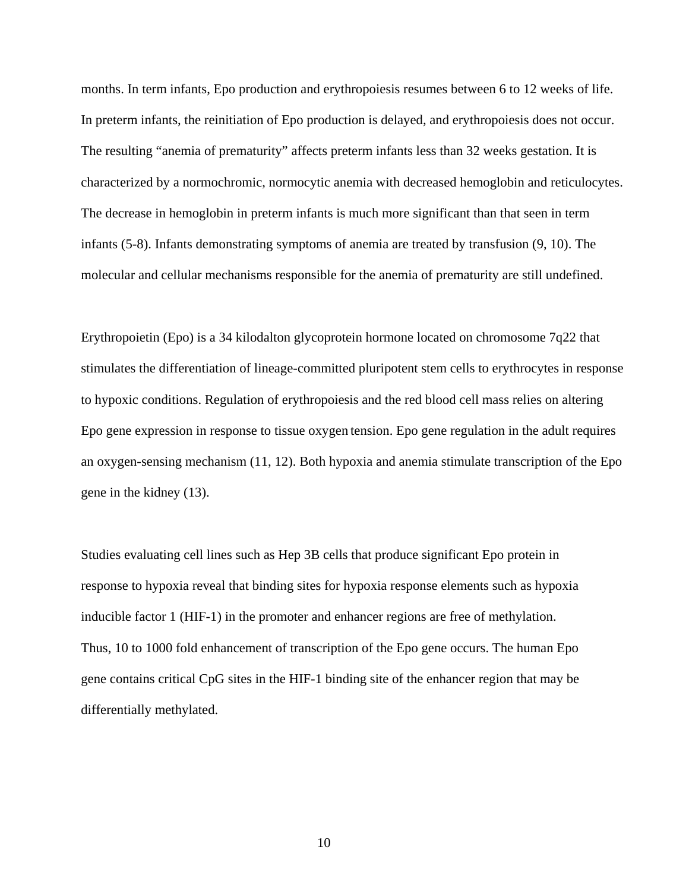months. In term infants, Epo production and erythropoiesis resumes between 6 to 12 weeks of life. In preterm infants, the reinitiation of Epo production is delayed, and erythropoiesis does not occur. The resulting "anemia of prematurity" affects preterm infants less than 32 weeks gestation. It is characterized by a normochromic, normocytic anemia with decreased hemoglobin and reticulocytes. The decrease in hemoglobin in preterm infants is much more significant than that seen in term infants (5-8). Infants demonstrating symptoms of anemia are treated by transfusion (9, 10). The molecular and cellular mechanisms responsible for the anemia of prematurity are still undefined.

Erythropoietin (Epo) is a 34 kilodalton glycoprotein hormone located on chromosome 7q22 that stimulates the differentiation of lineage-committed pluripotent stem cells to erythrocytes in response to hypoxic conditions. Regulation of erythropoiesis and the red blood cell mass relies on altering Epo gene expression in response to tissue oxygen tension. Epo gene regulation in the adult requires an oxygen-sensing mechanism (11, 12). Both hypoxia and anemia stimulate transcription of the Epo gene in the kidney (13).

Studies evaluating cell lines such as Hep 3B cells that produce significant Epo protein in response to hypoxia reveal that binding sites for hypoxia response elements such as hypoxia inducible factor 1 (HIF-1) in the promoter and enhancer regions are free of methylation. Thus, 10 to 1000 fold enhancement of transcription of the Epo gene occurs. The human Epo gene contains critical CpG sites in the HIF-1 binding site of the enhancer region that may be differentially methylated.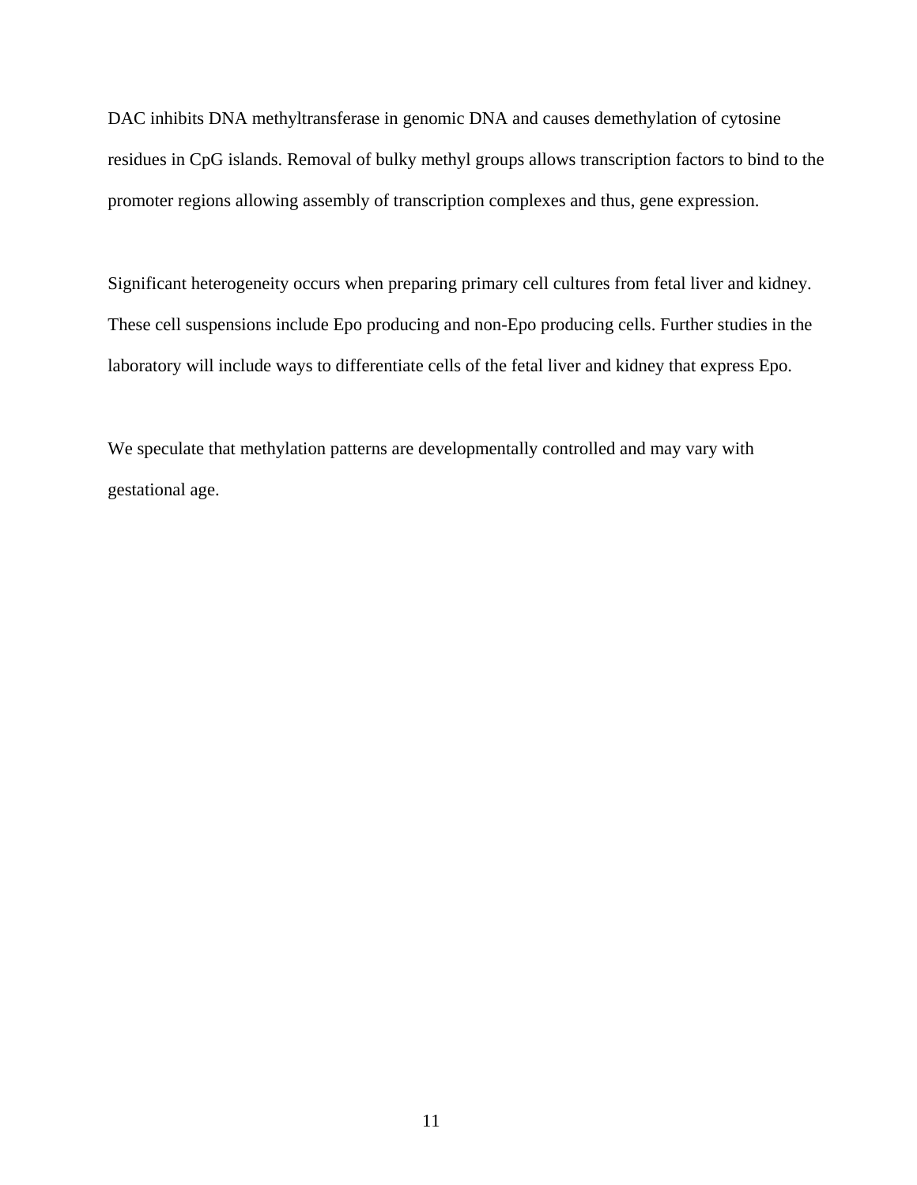DAC inhibits DNA methyltransferase in genomic DNA and causes demethylation of cytosine residues in CpG islands. Removal of bulky methyl groups allows transcription factors to bind to the promoter regions allowing assembly of transcription complexes and thus, gene expression.

Significant heterogeneity occurs when preparing primary cell cultures from fetal liver and kidney. These cell suspensions include Epo producing and non-Epo producing cells. Further studies in the laboratory will include ways to differentiate cells of the fetal liver and kidney that express Epo.

We speculate that methylation patterns are developmentally controlled and may vary with gestational age.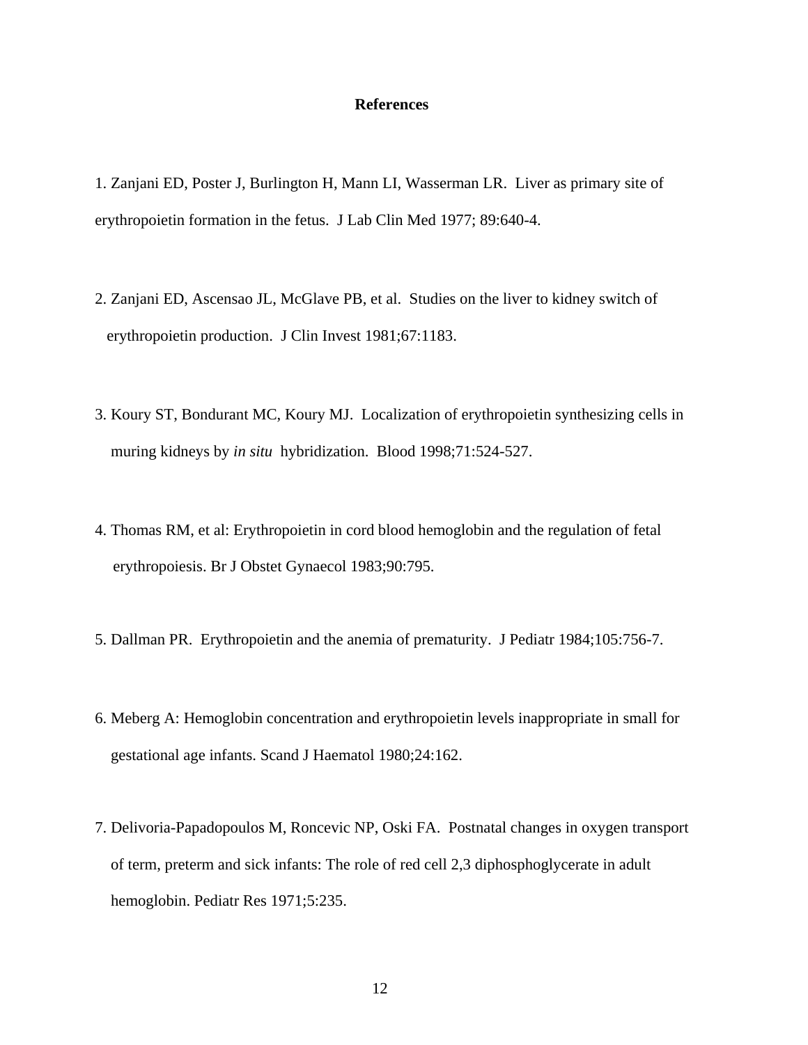## References

1. Zanjani ED, Poster J, Burlington H, Mann LI, Wasserman LR. Liver as primary site of erythropoietin formation in the fetus. J Lab Clin Med 1977; 89:640-4.

2. Zanjani ED, Ascensao JL, McGlave PB, et al. Studies on the liver to kidney switch of erythropoietin production. J Clin Invest 1981;67:1183.

3. Koury ST, Bondurant MC, Koury MJ. Localization of erythropoietin synthesizing cells in muring kidneys by *in situ* hybridization. Blood 1998;71:524-527.

4. Thomas RM, et al: Erythropoietin in cord blood hemoglobin and the regulation of fetal erythropoiesis. Br J Obstet Gynaecol 1983;90:795.

5. Dallman PR. Erythropoietin and the anemia of prematurity. J Pediatr 1984;105:756-7.

6. Meberg A: Hemoglobin concentration and erythropoietin levels inappropriate in small for gestational age infants. Scand J Haematol 1980;24:162.

7. Delivoria-Papadopoulos M, Roncevic NP, Oski FA. Postnatal changes in oxygen transport of term, preterm and sick infants: The role of red cell 2,3 diphosphoglycerate in adult hemoglobin. Pediatr Res 1971;5:235.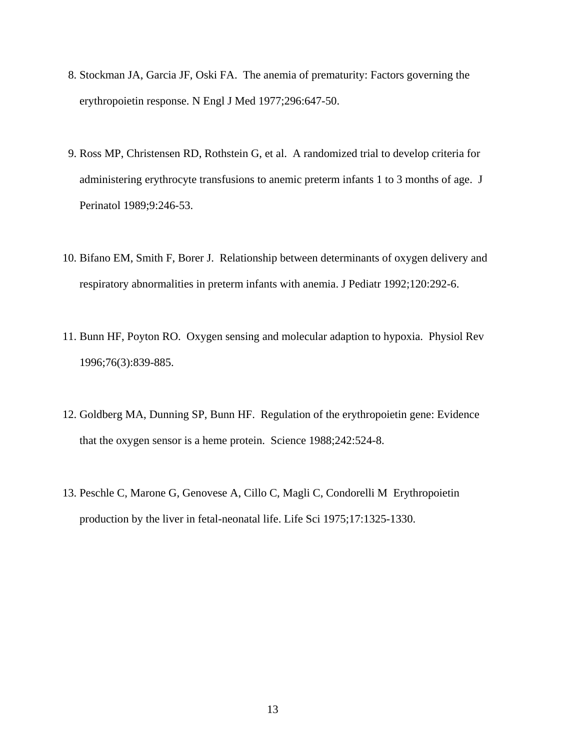8. Stockman JA, Garcia JF, Oski FA. The anemia of prematurity: Factors governing the erythropoietin response. N Engl J Med 1977;296:647-50.

9. Ross MP, Christensen RD, Rothstein G, et al. A randomized trial to develop criteria for administering erythrocyte transfusions to anemic preterm infants 1 to 3 months of age. J Perinatol 1989;9:246-53.

10. Bifano EM, Smith F, Borer J. Relationship between determinants of oxygen delivery and respiratory abnormalities in preterm infants with anemia. J Pediatr 1992;120:292-6.

11. Bunn HF, Poyton RO. Oxygen sensing and molecular adaption to hypoxia. Physiol Rev 1996;76(3):839-885.

12. Goldberg MA, Dunning SP, Bunn HF. Regulation of the erythropoietin gene: Evidence that the oxygen sensor is a heme protein. Science 1988;242:524-8.

13. Peschle C, Marone G, Genovese A, Cillo C, Magli C, Condorelli M Erythropoietin production by the liver in fetal-neonatal life. Life Sci 1975;17:1325-1330.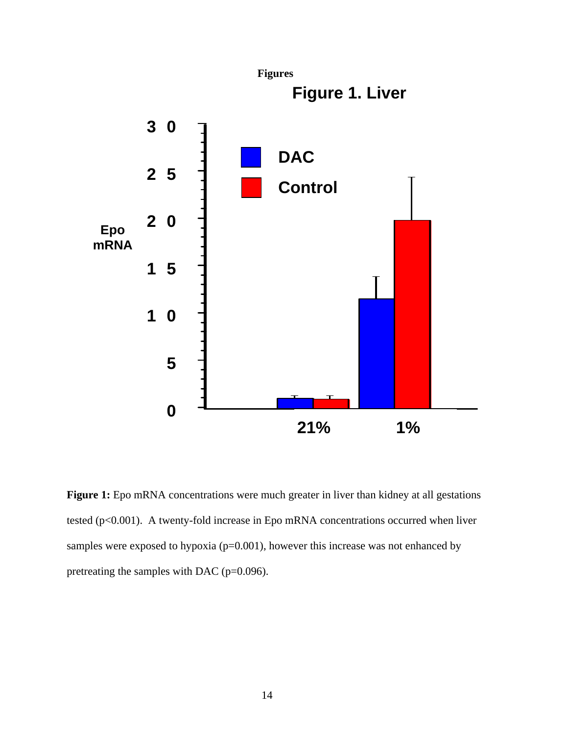**Figures**

## Figure 1. Liver

**Figure 1:** Epo mRNA concentrations were much greater in liver than kidney at all gestations tested ($p<0.001$). A twenty-fold increase in Epo mRNA concentrations occurred when liver samples were exposed to hypoxia ($p=0.001$), however this increase was not enhanced by pretreating the samples with DAC ($p=0.096$).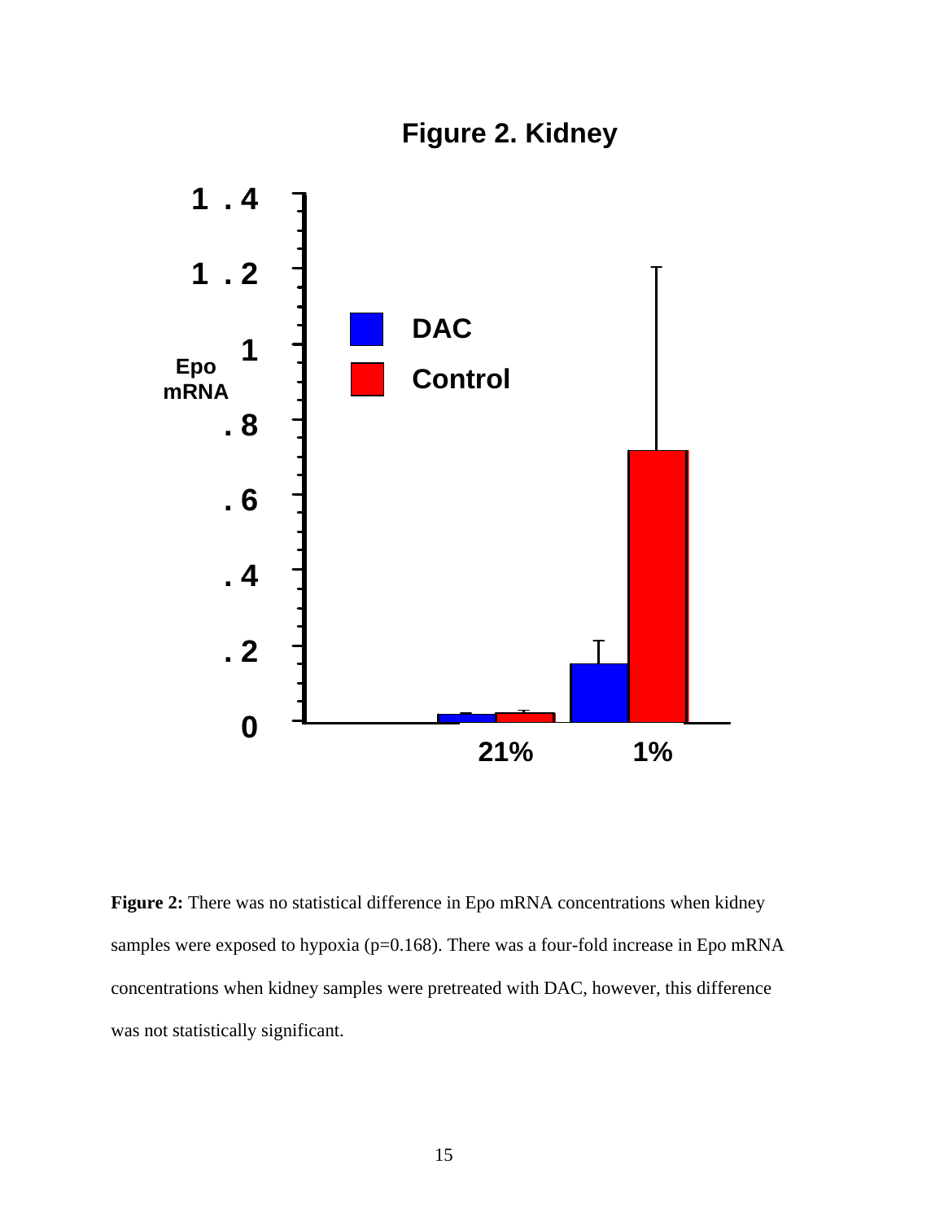**Figure 2:** There was no statistical difference in Epo mRNA concentrations when kidney samples were exposed to hypoxia ($p=0.168$). There was a four-fold increase in Epo mRNA concentrations when kidney samples were pretreated with DAC, however, this difference was not statistically significant.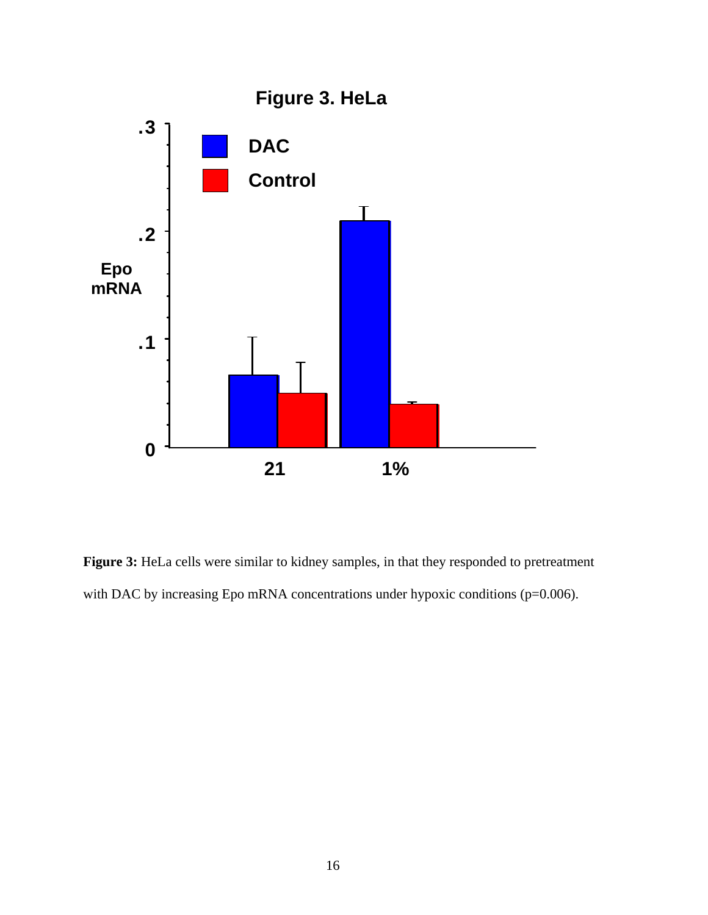**Figure 3. HeLa**

**Figure 3:** HeLa cells were similar to kidney samples, in that they responded to pretreatment with DAC by increasing Epo mRNA concentrations under hypoxic conditions (p=0.006).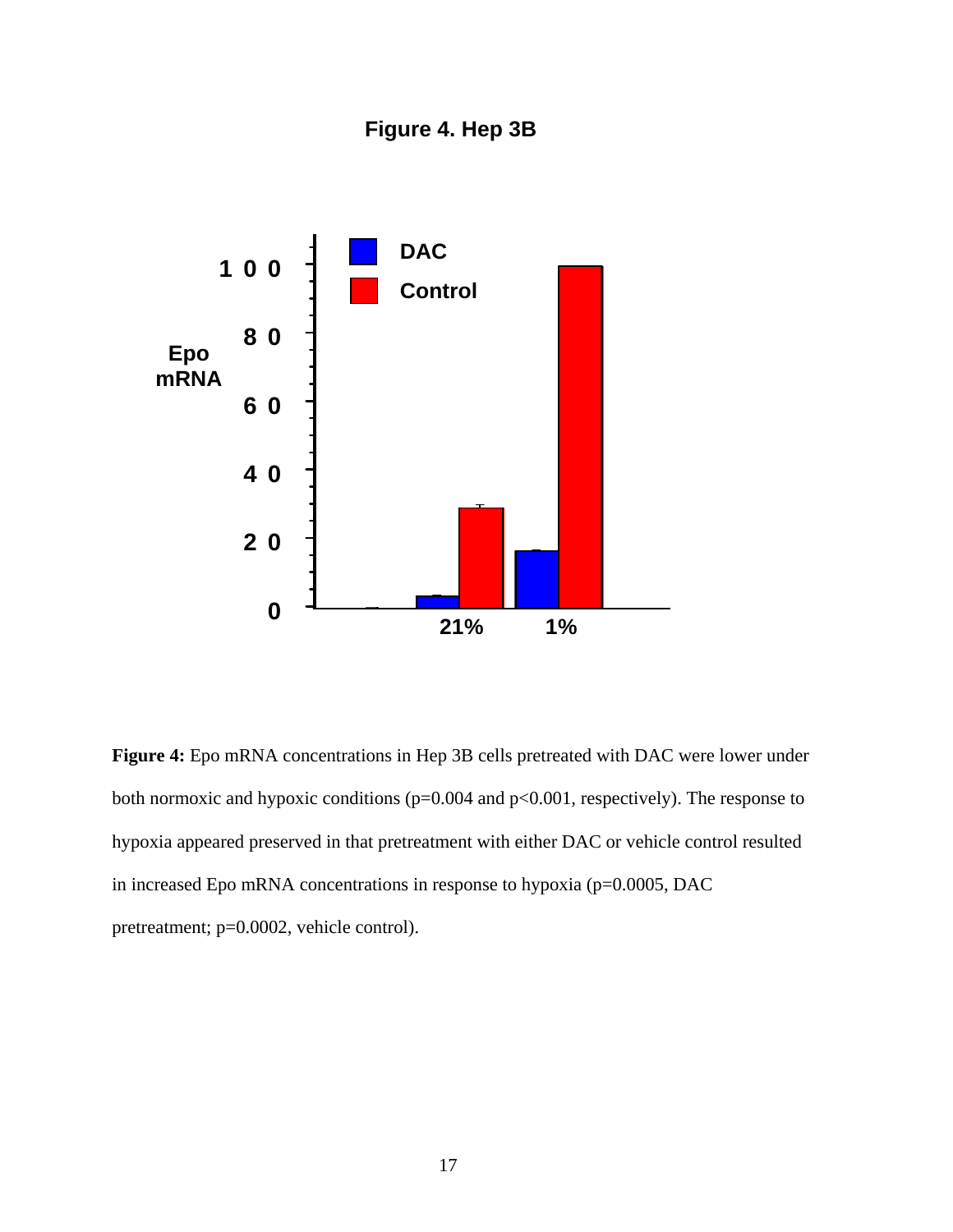**Figure 4. Hep 3B**

DAC

Control

Epo mRNA

1 0 0

8 0

6 0

4 0

2 0

0

21%

1%

**Figure 4:** Epo mRNA concentrations in Hep 3B cells pretreated with DAC were lower under both normoxic and hypoxic conditions ($p=0.004$ and $p<0.001$, respectively). The response to hypoxia appeared preserved in that pretreatment with either DAC or vehicle control resulted in increased Epo mRNA concentrations in response to hypoxia ($p=0.0005$, DAC pretreatment; $p=0.0002$, vehicle control).